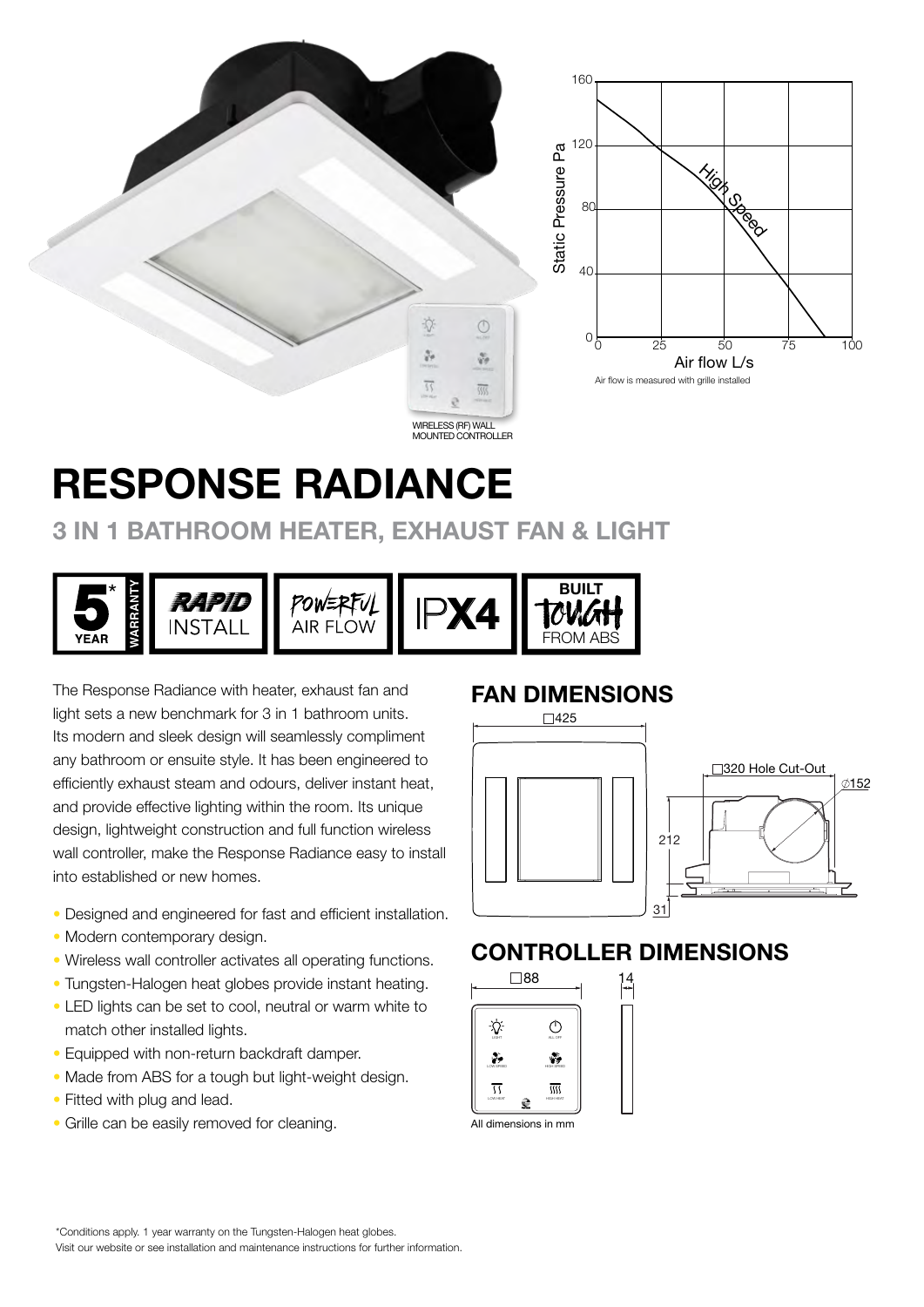WIRELESS (RF) WALL MOUNTED CONTROLLER

Air flow is measured with grille installed

# RESPONSE RADIANCE

## 3 IN 1 BATHROOM HEATER, EXHAUST FAN & LIGHT

5* YEAR WARRANTY | RAPID INSTALL | POWERFUL AIR FLOW | IPX4 | BUILT TOUGH FROM ABS

The Response Radiance with heater, exhaust fan and light sets a new benchmark for 3 in 1 bathroom units. Its modern and sleek design will seamlessly compliment any bathroom or ensuite style. It has been engineered to efficiently exhaust steam and odours, deliver instant heat, and provide effective lighting within the room. Its unique design, lightweight construction and full function wireless wall controller, make the Response Radiance easy to install into established or new homes.

- Designed and engineered for fast and efficient installation.
- Modern contemporary design.
- Wireless wall controller activates all operating functions.
- Tungsten-Halogen heat globes provide instant heating.
- LED lights can be set to cool, neutral or warm white to match other installed lights.
- Equipped with non-return backdraft damper.
- Made from ABS for a tough but light-weight design.
- Fitted with plug and lead.
- Grille can be easily removed for cleaning.

## FAN DIMENSIONS

□425, □320 Hole Cut-Out, ∅152, 212, 31

## CONTROLLER DIMENSIONS

□88, 14

All dimensions in mm

*Conditions apply. 1 year warranty on the Tungsten-Halogen heat globes.
Visit our website or see installation and maintenance instructions for further information.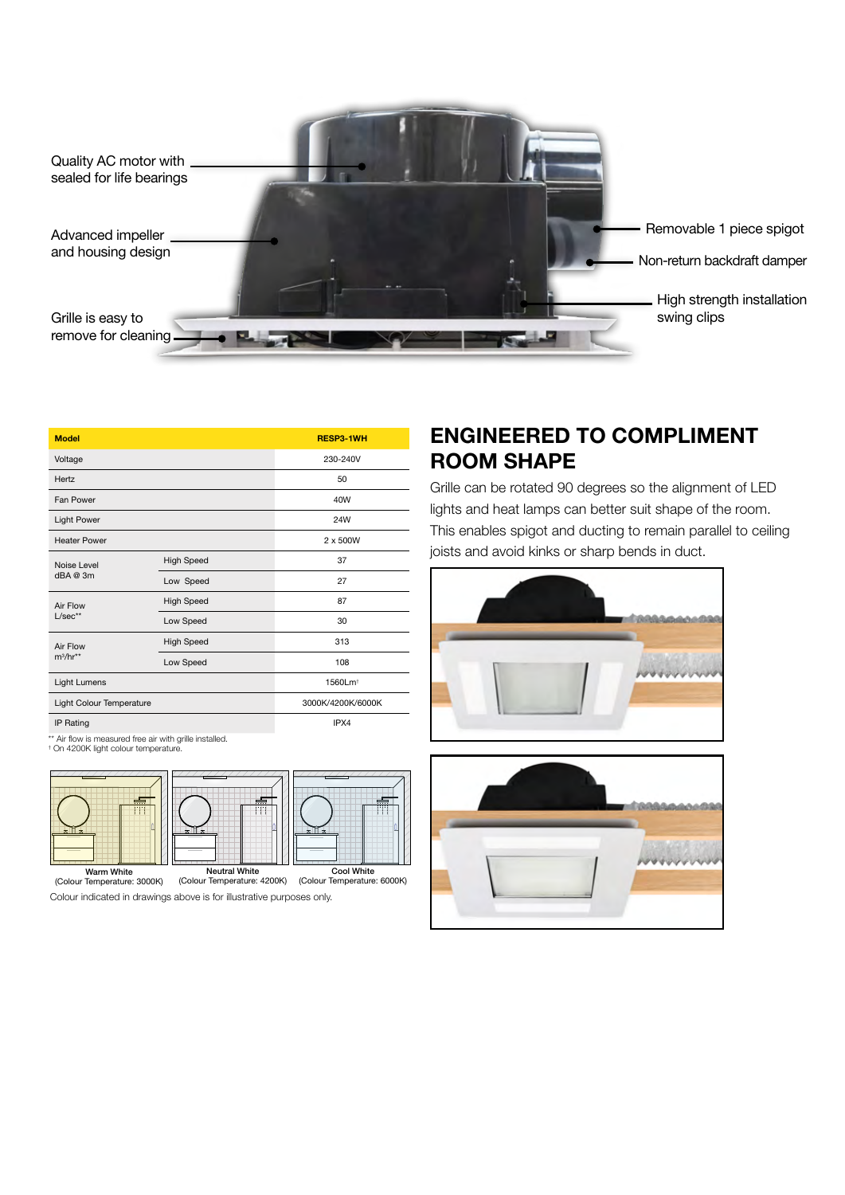Quality AC motor with sealed for life bearings

Advanced impeller and housing design

Grille is easy to remove for cleaning

Removable 1 piece spigot

Non-return backdraft damper

High strength installation swing clips

| Model | | RESP3-1WH |
|---|---|---|
| Voltage | | 230-240V |
| Hertz | | 50 |
| Fan Power | | 40W |
| Light Power | | 24W |
| Heater Power | | 2 x 500W |
| Noise Level dBA @ 3m | High Speed | 37 |
| | Low Speed | 27 |
| Air Flow L/sec** | High Speed | 87 |
| | Low Speed | 30 |
| Air Flow m³/hr** | High Speed | 313 |
| | Low Speed | 108 |
| Light Lumens | | 1560Lm† |
| Light Colour Temperature | | 3000K/4200K/6000K |
| IP Rating | | IPX4 |

** Air flow is measured free air with grille installed.
† On 4200K light colour temperature.

Warm White (Colour Temperature: 3000K)

Neutral White (Colour Temperature: 4200K)

Cool White (Colour Temperature: 6000K)

Colour indicated in drawings above is for illustrative purposes only.

## ENGINEERED TO COMPLIMENT ROOM SHAPE

Grille can be rotated 90 degrees so the alignment of LED lights and heat lamps can better suit shape of the room. This enables spigot and ducting to remain parallel to ceiling joists and avoid kinks or sharp bends in duct.